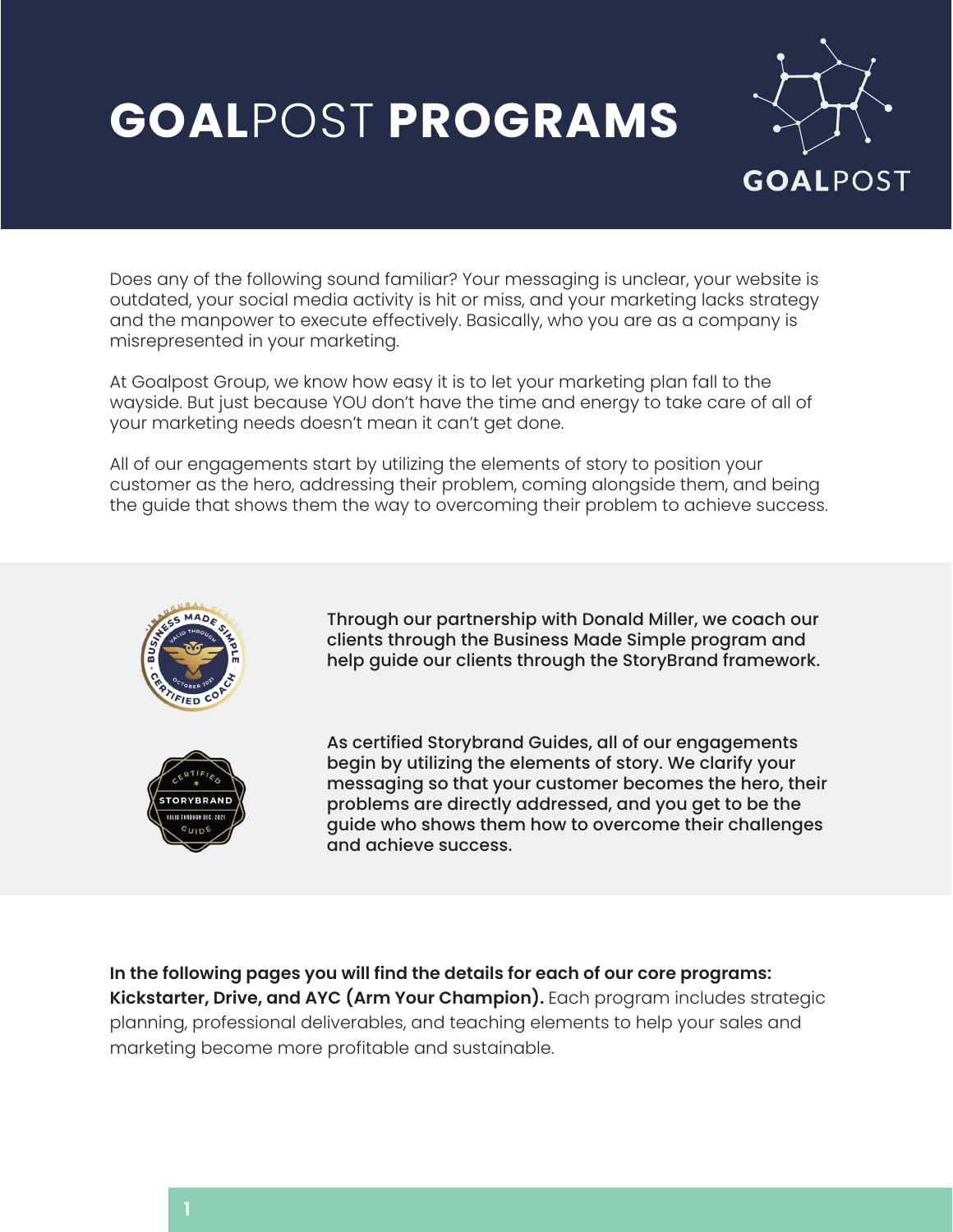# **GOAL**POST **PROGRAMS**

Does any of the following sound familiar? Your messaging is unclear, your website is outdated, your social media activity is hit or miss, and your marketing lacks strategy and the manpower to execute effectively. Basically, who you are as a company is misrepresented in your marketing.

At Goalpost Group, we know how easy it is to let your marketing plan fall to the wayside. But just because YOU don't have the time and energy to take care of all of your marketing needs doesn't mean it can't get done.

All of our engagements start by utilizing the elements of story to position your customer as the hero, addressing their problem, coming alongside them, and being the guide that shows them the way to overcoming their problem to achieve success.

**Through our partnership with Donald Miller, we coach our clients through the Business Made Simple program and help guide our clients through the StoryBrand framework.**

**As certified Storybrand Guides, all of our engagements begin by utilizing the elements of story. We clarify your messaging so that your customer becomes the hero, their problems are directly addressed, and you get to be the guide who shows them how to overcome their challenges and achieve success.**

**In the following pages you will find the details for each of our core programs: Kickstarter, Drive, and AYC (Arm Your Champion).** Each program includes strategic planning, professional deliverables, and teaching elements to help your sales and marketing become more profitable and sustainable.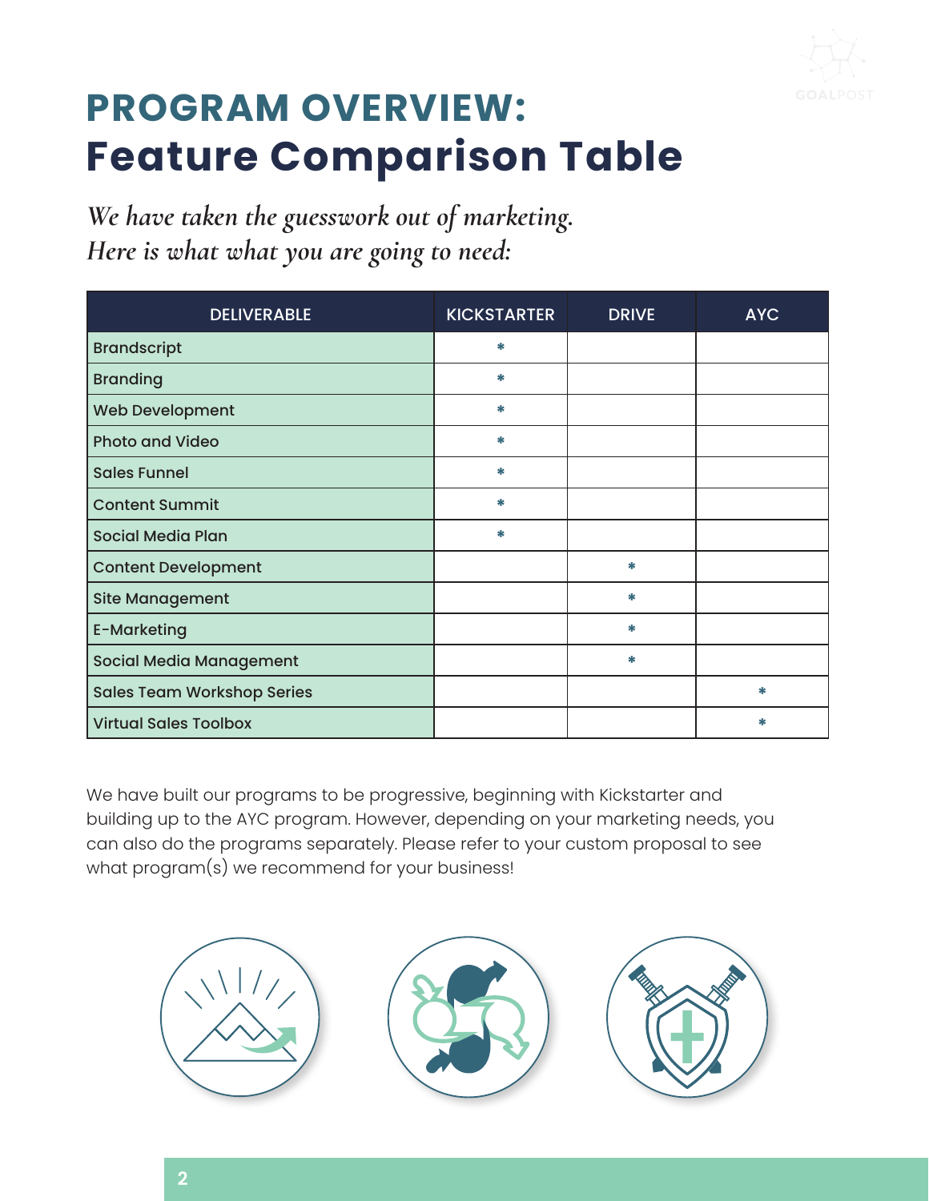# PROGRAM OVERVIEW:
# Feature Comparison Table

*We have taken the guesswork out of marketing.*
*Here is what what you are going to need:*

| DELIVERABLE | KICKSTARTER | DRIVE | AYC |
|---|---|---|---|
| Brandscript | * | | |
| Branding | * | | |
| Web Development | * | | |
| Photo and Video | * | | |
| Sales Funnel | * | | |
| Content Summit | * | | |
| Social Media Plan | * | | |
| Content Development | | * | |
| Site Management | | * | |
| E-Marketing | | * | |
| Social Media Management | | * | |
| Sales Team Workshop Series | | | * |
| Virtual Sales Toolbox | | | * |

We have built our programs to be progressive, beginning with Kickstarter and building up to the AYC program. However, depending on your marketing needs, you can also do the programs separately. Please refer to your custom proposal to see what program(s) we recommend for your business!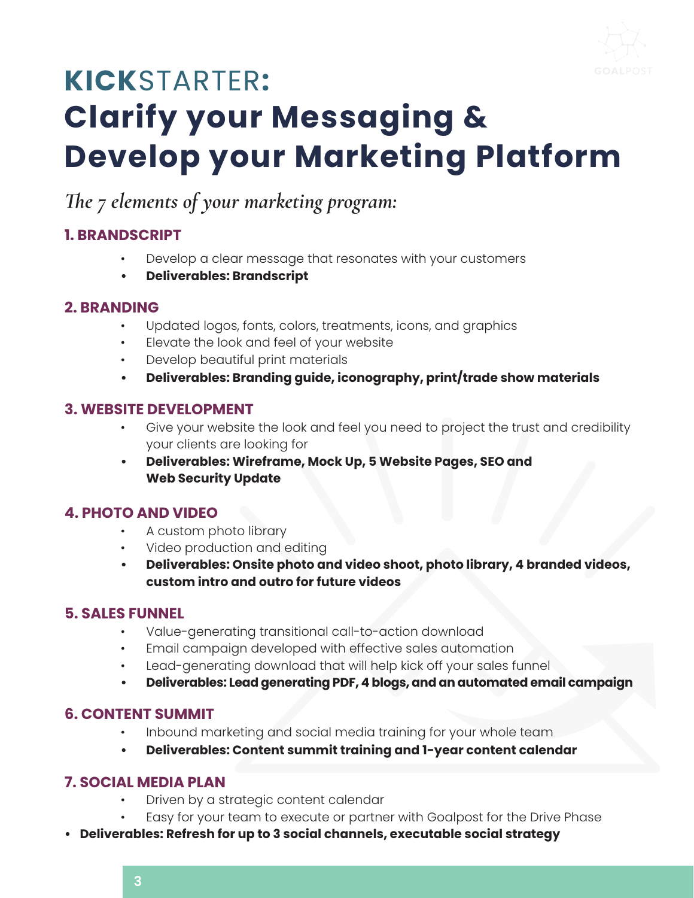# **KICK**STARTER**:** Clarify your Messaging & Develop your Marketing Platform

*The 7 elements of your marketing program:*

### 1. BRANDSCRIPT

- Develop a clear message that resonates with your customers
- **Deliverables: Brandscript**

### 2. BRANDING

- Updated logos, fonts, colors, treatments, icons, and graphics
- Elevate the look and feel of your website
- Develop beautiful print materials
- **Deliverables: Branding guide, iconography, print/trade show materials**

### 3. WEBSITE DEVELOPMENT

- Give your website the look and feel you need to project the trust and credibility your clients are looking for
- **Deliverables: Wireframe, Mock Up, 5 Website Pages, SEO and Web Security Update**

### 4. PHOTO AND VIDEO

- A custom photo library
- Video production and editing
- **Deliverables: Onsite photo and video shoot, photo library, 4 branded videos, custom intro and outro for future videos**

### 5. SALES FUNNEL

- Value-generating transitional call-to-action download
- Email campaign developed with effective sales automation
- Lead-generating download that will help kick off your sales funnel
- **Deliverables: Lead generating PDF, 4 blogs, and an automated email campaign**

### 6. CONTENT SUMMIT

- Inbound marketing and social media training for your whole team
- **Deliverables: Content summit training and 1-year content calendar**

### 7. SOCIAL MEDIA PLAN

- Driven by a strategic content calendar
- Easy for your team to execute or partner with Goalpost for the Drive Phase
- **Deliverables: Refresh for up to 3 social channels, executable social strategy**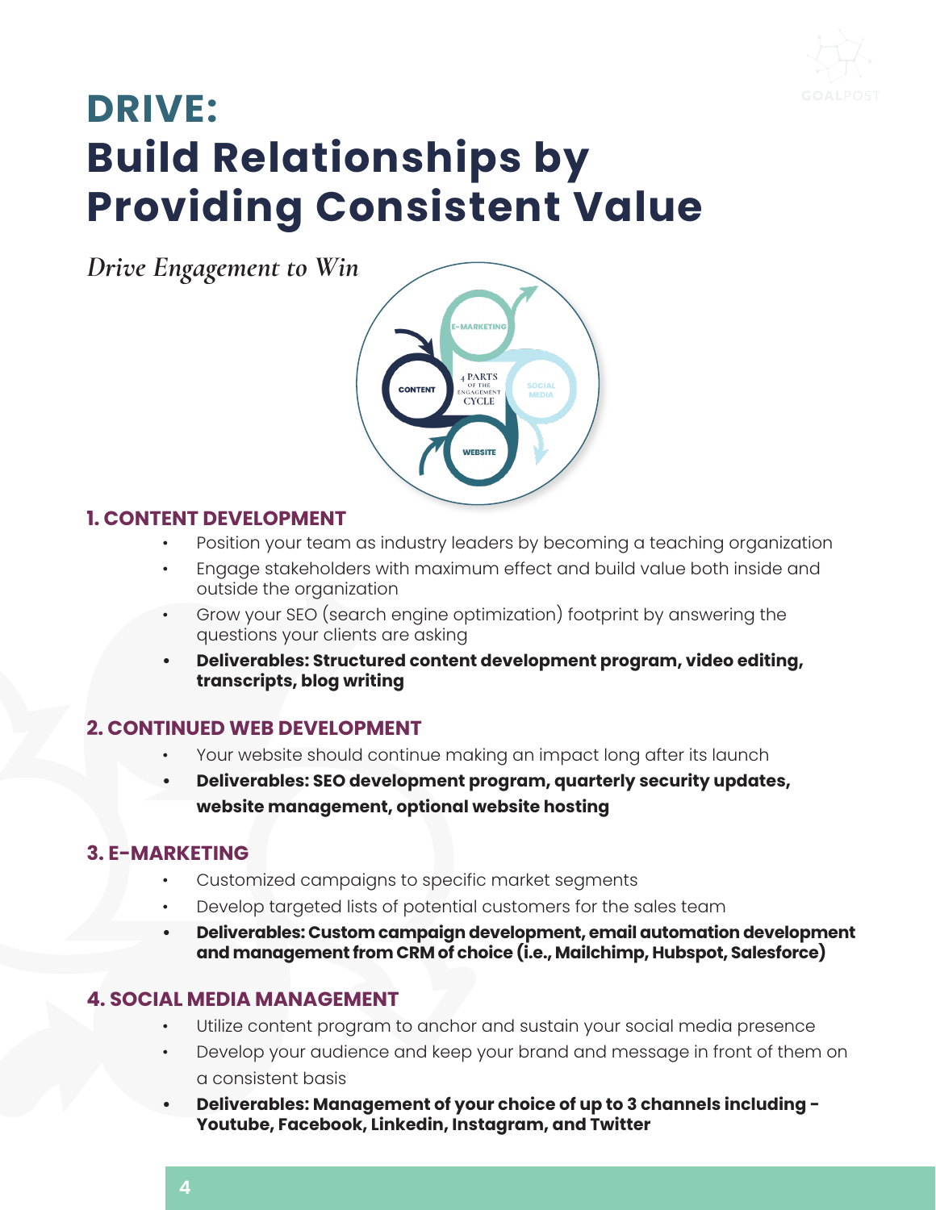# DRIVE:
# Build Relationships by Providing Consistent Value

*Drive Engagement to Win*

### 1. CONTENT DEVELOPMENT

- Position your team as industry leaders by becoming a teaching organization
- Engage stakeholders with maximum effect and build value both inside and outside the organization
- Grow your SEO (search engine optimization) footprint by answering the questions your clients are asking
- **Deliverables: Structured content development program, video editing, transcripts, blog writing**

### 2. CONTINUED WEB DEVELOPMENT

- Your website should continue making an impact long after its launch
- **Deliverables: SEO development program, quarterly security updates, website management, optional website hosting**

### 3. E-MARKETING

- Customized campaigns to specific market segments
- Develop targeted lists of potential customers for the sales team
- **Deliverables: Custom campaign development, email automation development and management from CRM of choice (i.e., Mailchimp, Hubspot, Salesforce)**

### 4. SOCIAL MEDIA MANAGEMENT

- Utilize content program to anchor and sustain your social media presence
- Develop your audience and keep your brand and message in front of them on a consistent basis
- **Deliverables: Management of your choice of up to 3 channels including - Youtube, Facebook, Linkedin, Instagram, and Twitter**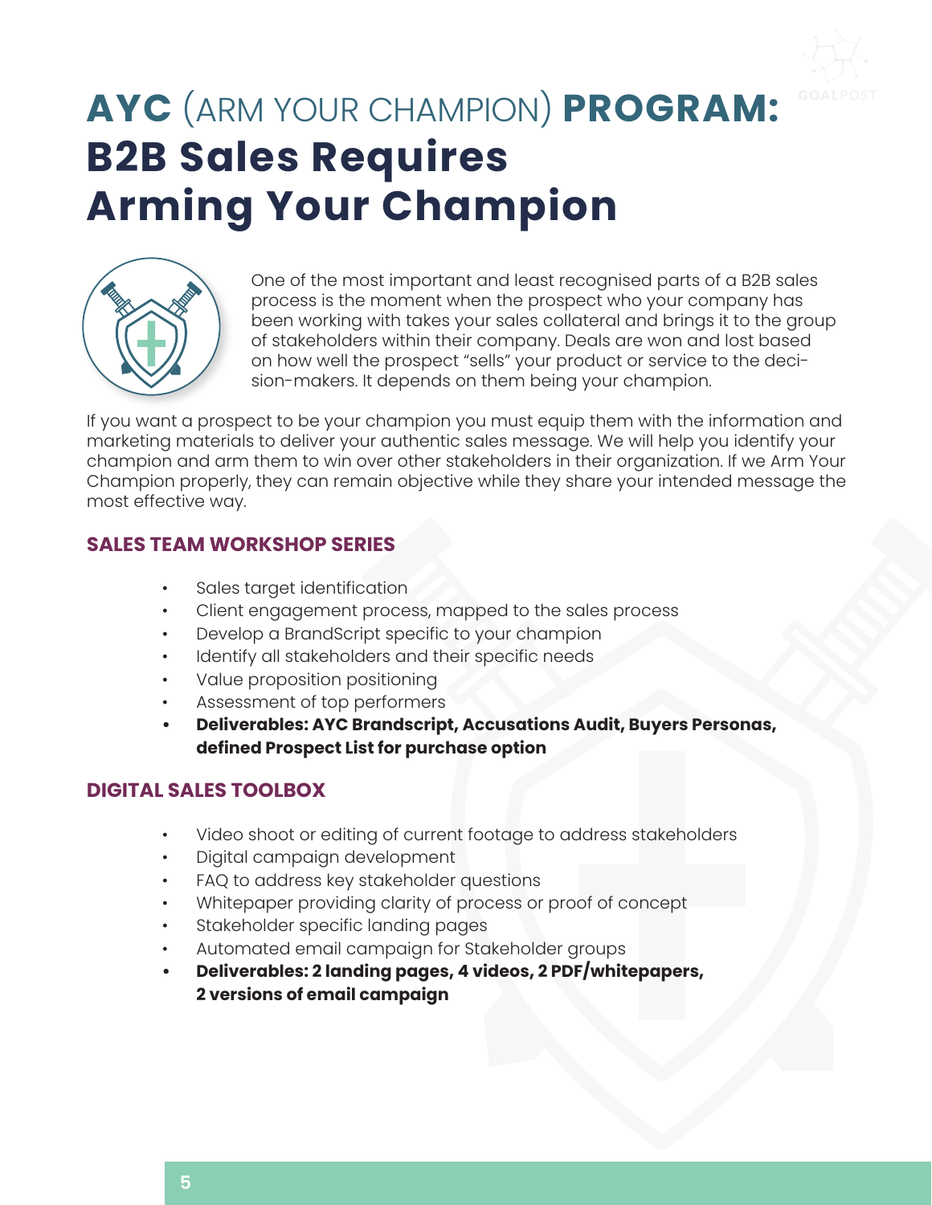# **AYC** (ARM YOUR CHAMPION) **PROGRAM: B2B Sales Requires Arming Your Champion**

One of the most important and least recognised parts of a B2B sales process is the moment when the prospect who your company has been working with takes your sales collateral and brings it to the group of stakeholders within their company. Deals are won and lost based on how well the prospect "sells" your product or service to the decision-makers. It depends on them being your champion.

If you want a prospect to be your champion you must equip them with the information and marketing materials to deliver your authentic sales message. We will help you identify your champion and arm them to win over other stakeholders in their organization. If we Arm Your Champion properly, they can remain objective while they share your intended message the most effective way.

### SALES TEAM WORKSHOP SERIES

- Sales target identification
- Client engagement process, mapped to the sales process
- Develop a BrandScript specific to your champion
- Identify all stakeholders and their specific needs
- Value proposition positioning
- Assessment of top performers
- **Deliverables: AYC Brandscript, Accusations Audit, Buyers Personas, defined Prospect List for purchase option**

### DIGITAL SALES TOOLBOX

- Video shoot or editing of current footage to address stakeholders
- Digital campaign development
- FAQ to address key stakeholder questions
- Whitepaper providing clarity of process or proof of concept
- Stakeholder specific landing pages
- Automated email campaign for Stakeholder groups
- **Deliverables: 2 landing pages, 4 videos, 2 PDF/whitepapers, 2 versions of email campaign**